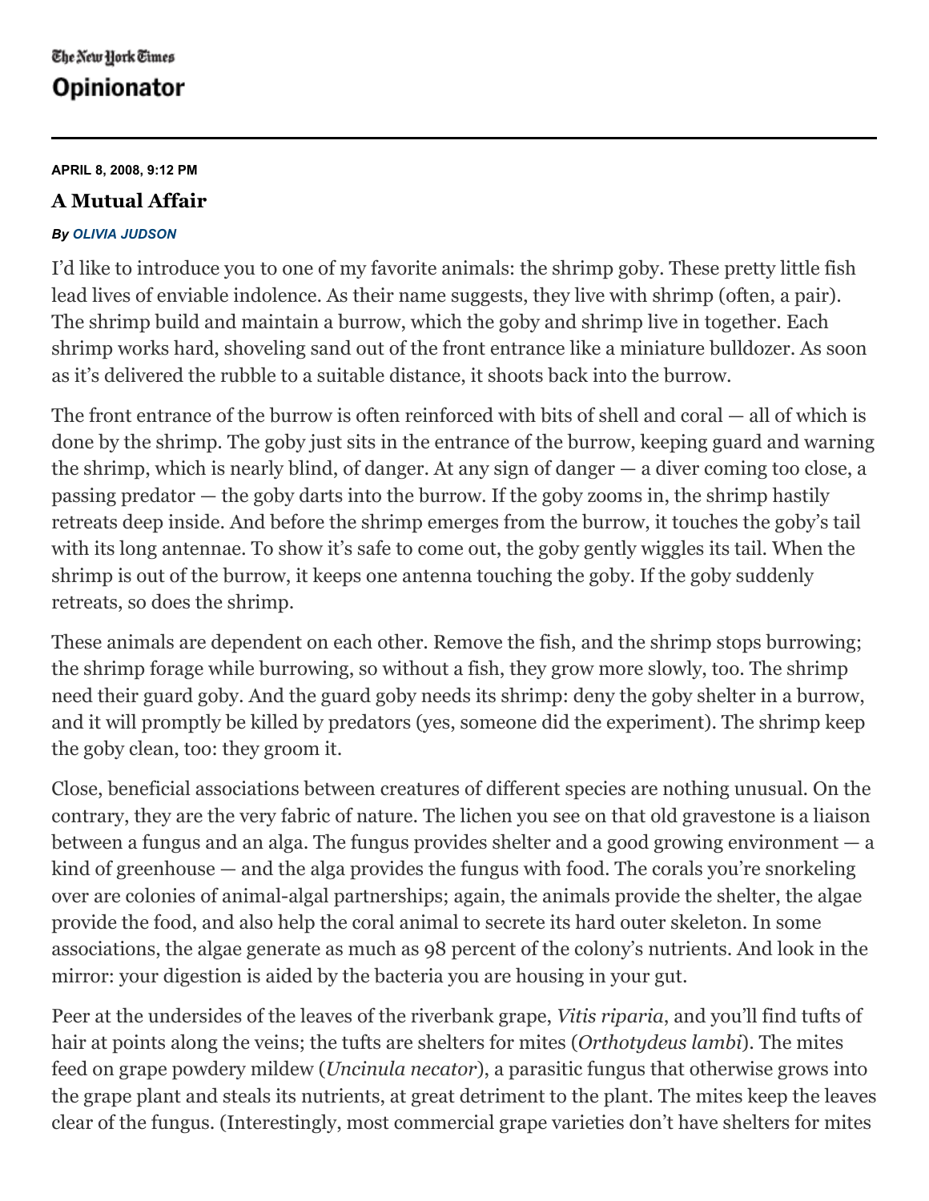The New York Times

# Opinionator

APRIL 8, 2008, 9:12 PM

## A Mutual Affair

*By OLIVIA JUDSON*

I'd like to introduce you to one of my favorite animals: the shrimp goby. These pretty little fish lead lives of enviable indolence. As their name suggests, they live with shrimp (often, a pair). The shrimp build and maintain a burrow, which the goby and shrimp live in together. Each shrimp works hard, shoveling sand out of the front entrance like a miniature bulldozer. As soon as it's delivered the rubble to a suitable distance, it shoots back into the burrow.

The front entrance of the burrow is often reinforced with bits of shell and coral — all of which is done by the shrimp. The goby just sits in the entrance of the burrow, keeping guard and warning the shrimp, which is nearly blind, of danger. At any sign of danger — a diver coming too close, a passing predator — the goby darts into the burrow. If the goby zooms in, the shrimp hastily retreats deep inside. And before the shrimp emerges from the burrow, it touches the goby's tail with its long antennae. To show it's safe to come out, the goby gently wiggles its tail. When the shrimp is out of the burrow, it keeps one antenna touching the goby. If the goby suddenly retreats, so does the shrimp.

These animals are dependent on each other. Remove the fish, and the shrimp stops burrowing; the shrimp forage while burrowing, so without a fish, they grow more slowly, too. The shrimp need their guard goby. And the guard goby needs its shrimp: deny the goby shelter in a burrow, and it will promptly be killed by predators (yes, someone did the experiment). The shrimp keep the goby clean, too: they groom it.

Close, beneficial associations between creatures of different species are nothing unusual. On the contrary, they are the very fabric of nature. The lichen you see on that old gravestone is a liaison between a fungus and an alga. The fungus provides shelter and a good growing environment — a kind of greenhouse — and the alga provides the fungus with food. The corals you're snorkeling over are colonies of animal-algal partnerships; again, the animals provide the shelter, the algae provide the food, and also help the coral animal to secrete its hard outer skeleton. In some associations, the algae generate as much as 98 percent of the colony's nutrients. And look in the mirror: your digestion is aided by the bacteria you are housing in your gut.

Peer at the undersides of the leaves of the riverbank grape, *Vitis riparia*, and you'll find tufts of hair at points along the veins; the tufts are shelters for mites (*Orthotydeus lambi*). The mites feed on grape powdery mildew (*Uncinula necator*), a parasitic fungus that otherwise grows into the grape plant and steals its nutrients, at great detriment to the plant. The mites keep the leaves clear of the fungus. (Interestingly, most commercial grape varieties don't have shelters for mites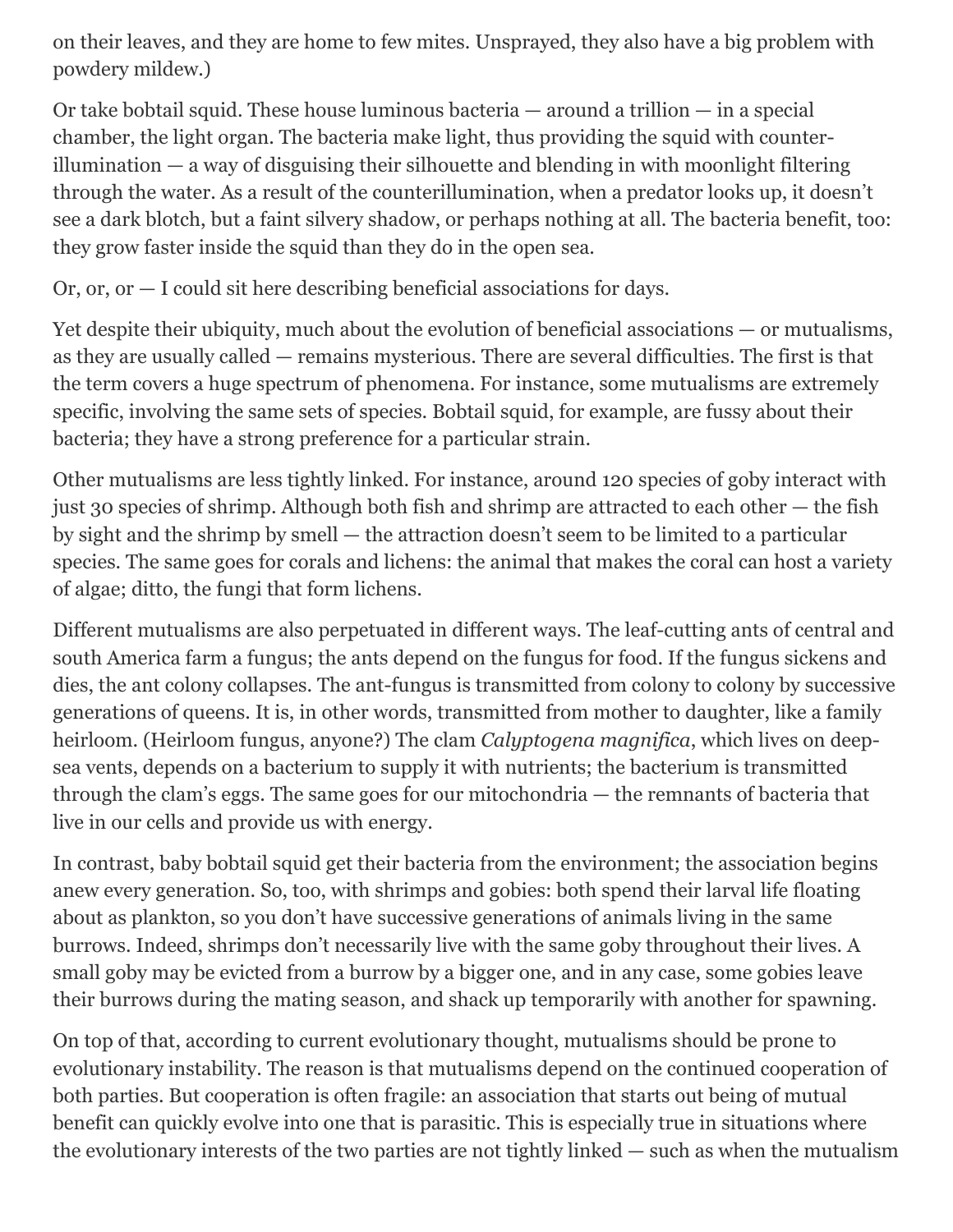on their leaves, and they are home to few mites. Unsprayed, they also have a big problem with powdery mildew.)

Or take bobtail squid. These house luminous bacteria — around a trillion — in a special chamber, the light organ. The bacteria make light, thus providing the squid with counter-illumination — a way of disguising their silhouette and blending in with moonlight filtering through the water. As a result of the counterillumination, when a predator looks up, it doesn't see a dark blotch, but a faint silvery shadow, or perhaps nothing at all. The bacteria benefit, too: they grow faster inside the squid than they do in the open sea.

Or, or, or — I could sit here describing beneficial associations for days.

Yet despite their ubiquity, much about the evolution of beneficial associations — or mutualisms, as they are usually called — remains mysterious. There are several difficulties. The first is that the term covers a huge spectrum of phenomena. For instance, some mutualisms are extremely specific, involving the same sets of species. Bobtail squid, for example, are fussy about their bacteria; they have a strong preference for a particular strain.

Other mutualisms are less tightly linked. For instance, around 120 species of goby interact with just 30 species of shrimp. Although both fish and shrimp are attracted to each other — the fish by sight and the shrimp by smell — the attraction doesn't seem to be limited to a particular species. The same goes for corals and lichens: the animal that makes the coral can host a variety of algae; ditto, the fungi that form lichens.

Different mutualisms are also perpetuated in different ways. The leaf-cutting ants of central and south America farm a fungus; the ants depend on the fungus for food. If the fungus sickens and dies, the ant colony collapses. The ant-fungus is transmitted from colony to colony by successive generations of queens. It is, in other words, transmitted from mother to daughter, like a family heirloom. (Heirloom fungus, anyone?) The clam *Calyptogena magnifica*, which lives on deep-sea vents, depends on a bacterium to supply it with nutrients; the bacterium is transmitted through the clam's eggs. The same goes for our mitochondria — the remnants of bacteria that live in our cells and provide us with energy.

In contrast, baby bobtail squid get their bacteria from the environment; the association begins anew every generation. So, too, with shrimps and gobies: both spend their larval life floating about as plankton, so you don't have successive generations of animals living in the same burrows. Indeed, shrimps don't necessarily live with the same goby throughout their lives. A small goby may be evicted from a burrow by a bigger one, and in any case, some gobies leave their burrows during the mating season, and shack up temporarily with another for spawning.

On top of that, according to current evolutionary thought, mutualisms should be prone to evolutionary instability. The reason is that mutualisms depend on the continued cooperation of both parties. But cooperation is often fragile: an association that starts out being of mutual benefit can quickly evolve into one that is parasitic. This is especially true in situations where the evolutionary interests of the two parties are not tightly linked — such as when the mutualism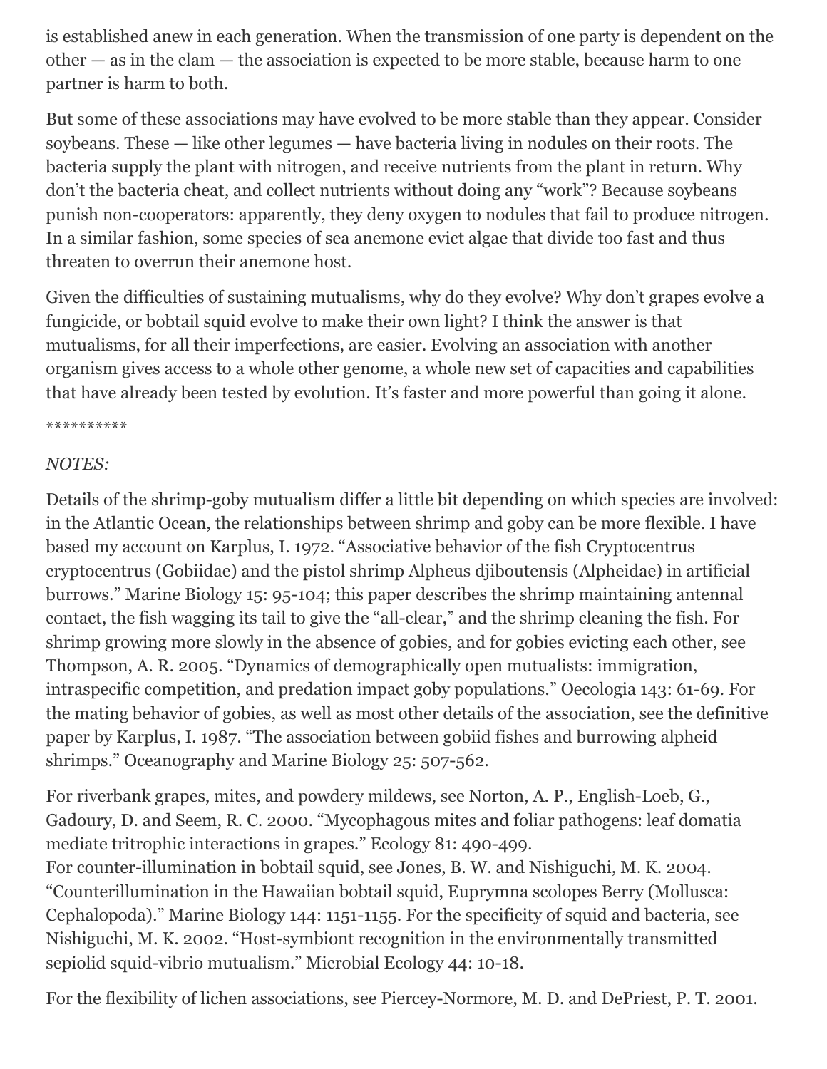is established anew in each generation. When the transmission of one party is dependent on the other — as in the clam — the association is expected to be more stable, because harm to one partner is harm to both.

But some of these associations may have evolved to be more stable than they appear. Consider soybeans. These — like other legumes — have bacteria living in nodules on their roots. The bacteria supply the plant with nitrogen, and receive nutrients from the plant in return. Why don't the bacteria cheat, and collect nutrients without doing any "work"? Because soybeans punish non-cooperators: apparently, they deny oxygen to nodules that fail to produce nitrogen. In a similar fashion, some species of sea anemone evict algae that divide too fast and thus threaten to overrun their anemone host.

Given the difficulties of sustaining mutualisms, why do they evolve? Why don't grapes evolve a fungicide, or bobtail squid evolve to make their own light? I think the answer is that mutualisms, for all their imperfections, are easier. Evolving an association with another organism gives access to a whole other genome, a whole new set of capacities and capabilities that have already been tested by evolution. It's faster and more powerful than going it alone.

**********

*NOTES:*

Details of the shrimp-goby mutualism differ a little bit depending on which species are involved: in the Atlantic Ocean, the relationships between shrimp and goby can be more flexible. I have based my account on Karplus, I. 1972. "Associative behavior of the fish Cryptocentrus cryptocentrus (Gobiidae) and the pistol shrimp Alpheus djiboutensis (Alpheidae) in artificial burrows." Marine Biology 15: 95-104; this paper describes the shrimp maintaining antennal contact, the fish wagging its tail to give the "all-clear," and the shrimp cleaning the fish. For shrimp growing more slowly in the absence of gobies, and for gobies evicting each other, see Thompson, A. R. 2005. "Dynamics of demographically open mutualists: immigration, intraspecific competition, and predation impact goby populations." Oecologia 143: 61-69. For the mating behavior of gobies, as well as most other details of the association, see the definitive paper by Karplus, I. 1987. "The association between gobiid fishes and burrowing alpheid shrimps." Oceanography and Marine Biology 25: 507-562.

For riverbank grapes, mites, and powdery mildews, see Norton, A. P., English-Loeb, G., Gadoury, D. and Seem, R. C. 2000. "Mycophagous mites and foliar pathogens: leaf domatia mediate tritrophic interactions in grapes." Ecology 81: 490-499.
For counter-illumination in bobtail squid, see Jones, B. W. and Nishiguchi, M. K. 2004. "Counterillumination in the Hawaiian bobtail squid, Euprymna scolopes Berry (Mollusca: Cephalopoda)." Marine Biology 144: 1151-1155. For the specificity of squid and bacteria, see Nishiguchi, M. K. 2002. "Host-symbiont recognition in the environmentally transmitted sepiolid squid-vibrio mutualism." Microbial Ecology 44: 10-18.

For the flexibility of lichen associations, see Piercey-Normore, M. D. and DePriest, P. T. 2001.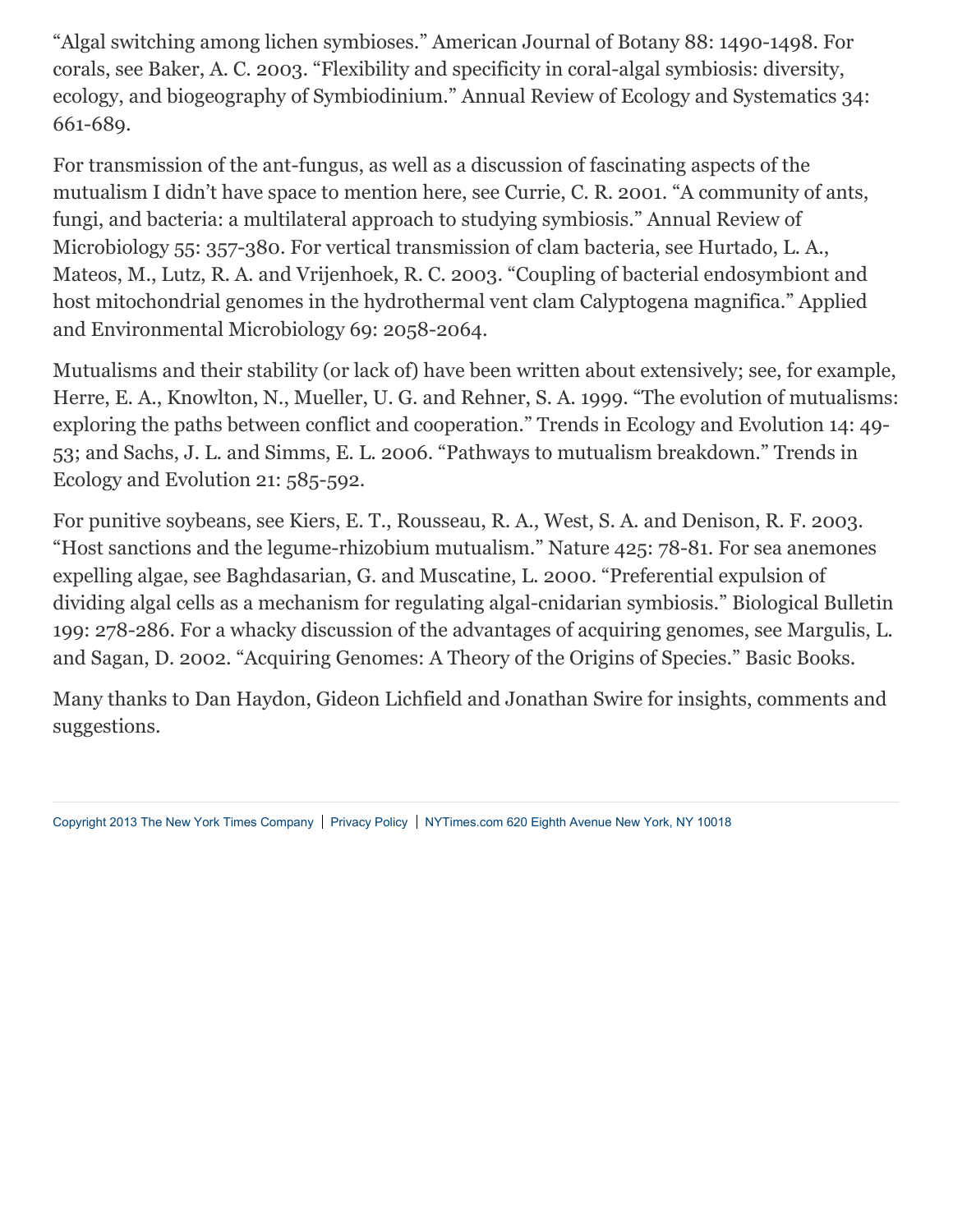"Algal switching among lichen symbioses." American Journal of Botany 88: 1490-1498. For corals, see Baker, A. C. 2003. "Flexibility and specificity in coral-algal symbiosis: diversity, ecology, and biogeography of Symbiodinium." Annual Review of Ecology and Systematics 34: 661-689.

For transmission of the ant-fungus, as well as a discussion of fascinating aspects of the mutualism I didn't have space to mention here, see Currie, C. R. 2001. "A community of ants, fungi, and bacteria: a multilateral approach to studying symbiosis." Annual Review of Microbiology 55: 357-380. For vertical transmission of clam bacteria, see Hurtado, L. A., Mateos, M., Lutz, R. A. and Vrijenhoek, R. C. 2003. "Coupling of bacterial endosymbiont and host mitochondrial genomes in the hydrothermal vent clam Calyptogena magnifica." Applied and Environmental Microbiology 69: 2058-2064.

Mutualisms and their stability (or lack of) have been written about extensively; see, for example, Herre, E. A., Knowlton, N., Mueller, U. G. and Rehner, S. A. 1999. "The evolution of mutualisms: exploring the paths between conflict and cooperation." Trends in Ecology and Evolution 14: 49-53; and Sachs, J. L. and Simms, E. L. 2006. "Pathways to mutualism breakdown." Trends in Ecology and Evolution 21: 585-592.

For punitive soybeans, see Kiers, E. T., Rousseau, R. A., West, S. A. and Denison, R. F. 2003. "Host sanctions and the legume-rhizobium mutualism." Nature 425: 78-81. For sea anemones expelling algae, see Baghdasarian, G. and Muscatine, L. 2000. "Preferential expulsion of dividing algal cells as a mechanism for regulating algal-cnidarian symbiosis." Biological Bulletin 199: 278-286. For a whacky discussion of the advantages of acquiring genomes, see Margulis, L. and Sagan, D. 2002. "Acquiring Genomes: A Theory of the Origins of Species." Basic Books.

Many thanks to Dan Haydon, Gideon Lichfield and Jonathan Swire for insights, comments and suggestions.